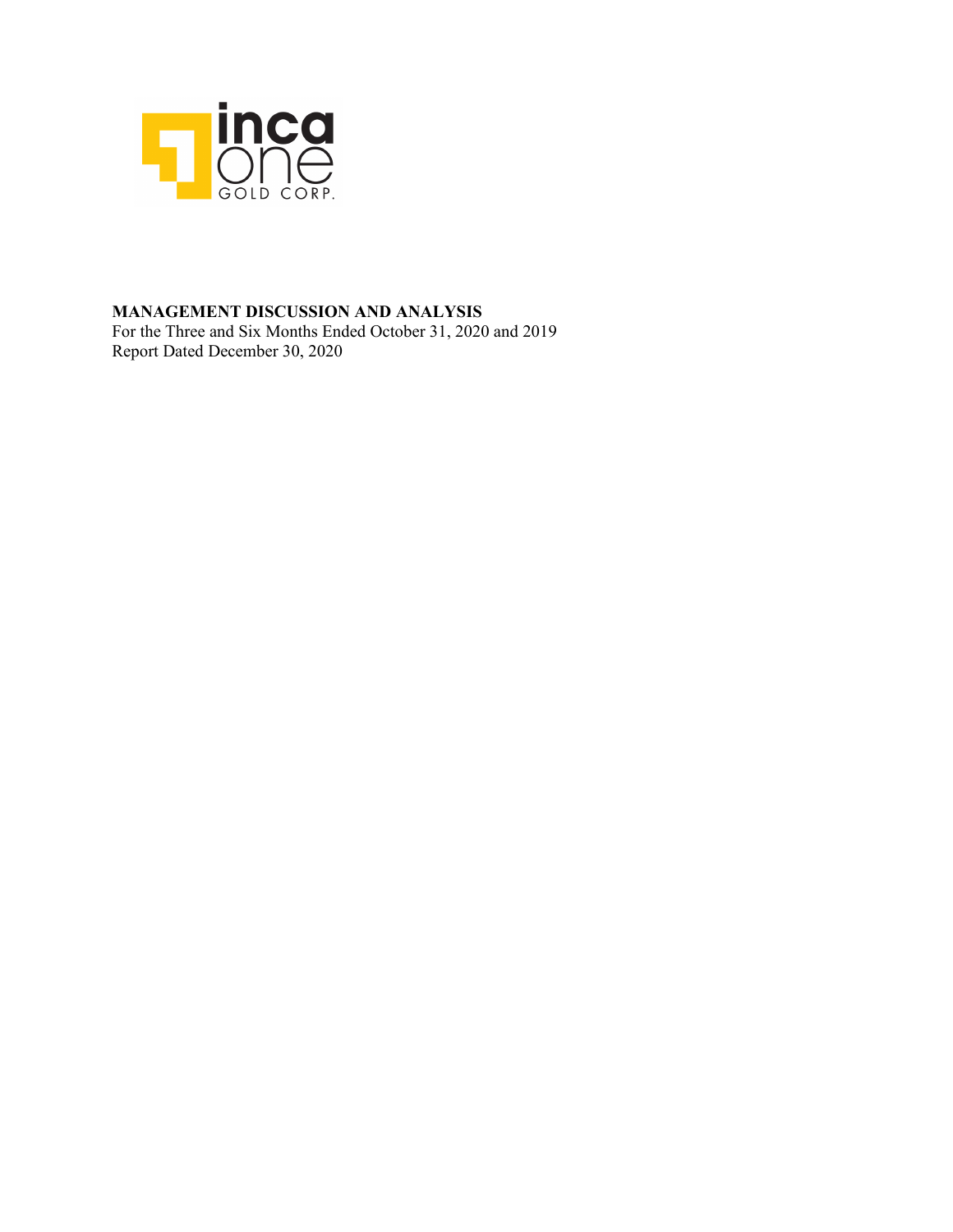inca one GOLD CORP.

**MANAGEMENT DISCUSSION AND ANALYSIS**
For the Three and Six Months Ended October 31, 2020 and 2019
Report Dated December 30, 2020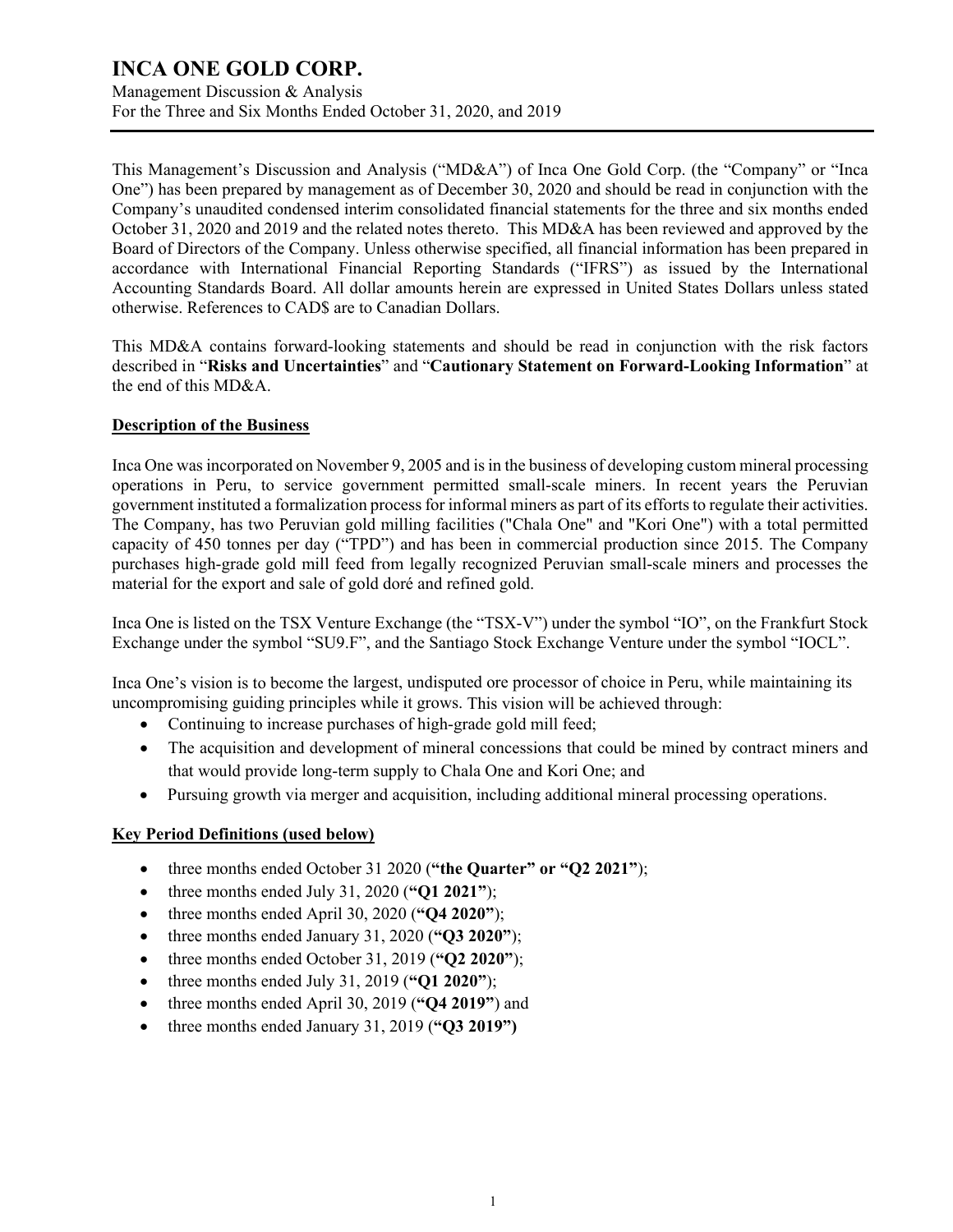This Management's Discussion and Analysis ("MD&A") of Inca One Gold Corp. (the "Company" or "Inca One") has been prepared by management as of December 30, 2020 and should be read in conjunction with the Company's unaudited condensed interim consolidated financial statements for the three and six months ended October 31, 2020 and 2019 and the related notes thereto. This MD&A has been reviewed and approved by the Board of Directors of the Company. Unless otherwise specified, all financial information has been prepared in accordance with International Financial Reporting Standards ("IFRS") as issued by the International Accounting Standards Board. All dollar amounts herein are expressed in United States Dollars unless stated otherwise. References to CAD$ are to Canadian Dollars.

This MD&A contains forward-looking statements and should be read in conjunction with the risk factors described in "**Risks and Uncertainties**" and "**Cautionary Statement on Forward-Looking Information**" at the end of this MD&A.

## Description of the Business

Inca One was incorporated on November 9, 2005 and is in the business of developing custom mineral processing operations in Peru, to service government permitted small-scale miners. In recent years the Peruvian government instituted a formalization process for informal miners as part of its efforts to regulate their activities. The Company, has two Peruvian gold milling facilities ("Chala One" and "Kori One") with a total permitted capacity of 450 tonnes per day ("TPD") and has been in commercial production since 2015. The Company purchases high-grade gold mill feed from legally recognized Peruvian small-scale miners and processes the material for the export and sale of gold doré and refined gold.

Inca One is listed on the TSX Venture Exchange (the "TSX-V") under the symbol "IO", on the Frankfurt Stock Exchange under the symbol "SU9.F", and the Santiago Stock Exchange Venture under the symbol "IOCL".

Inca One's vision is to become the largest, undisputed ore processor of choice in Peru, while maintaining its uncompromising guiding principles while it grows. This vision will be achieved through:

- Continuing to increase purchases of high-grade gold mill feed;
- The acquisition and development of mineral concessions that could be mined by contract miners and that would provide long-term supply to Chala One and Kori One; and
- Pursuing growth via merger and acquisition, including additional mineral processing operations.

## Key Period Definitions (used below)

- three months ended October 31 2020 (**"the Quarter" or "Q2 2021"**);
- three months ended July 31, 2020 (**"Q1 2021"**);
- three months ended April 30, 2020 (**"Q4 2020"**);
- three months ended January 31, 2020 (**"Q3 2020"**);
- three months ended October 31, 2019 (**"Q2 2020"**);
- three months ended July 31, 2019 (**"Q1 2020"**);
- three months ended April 30, 2019 (**"Q4 2019"**) and
- three months ended January 31, 2019 (**"Q3 2019")**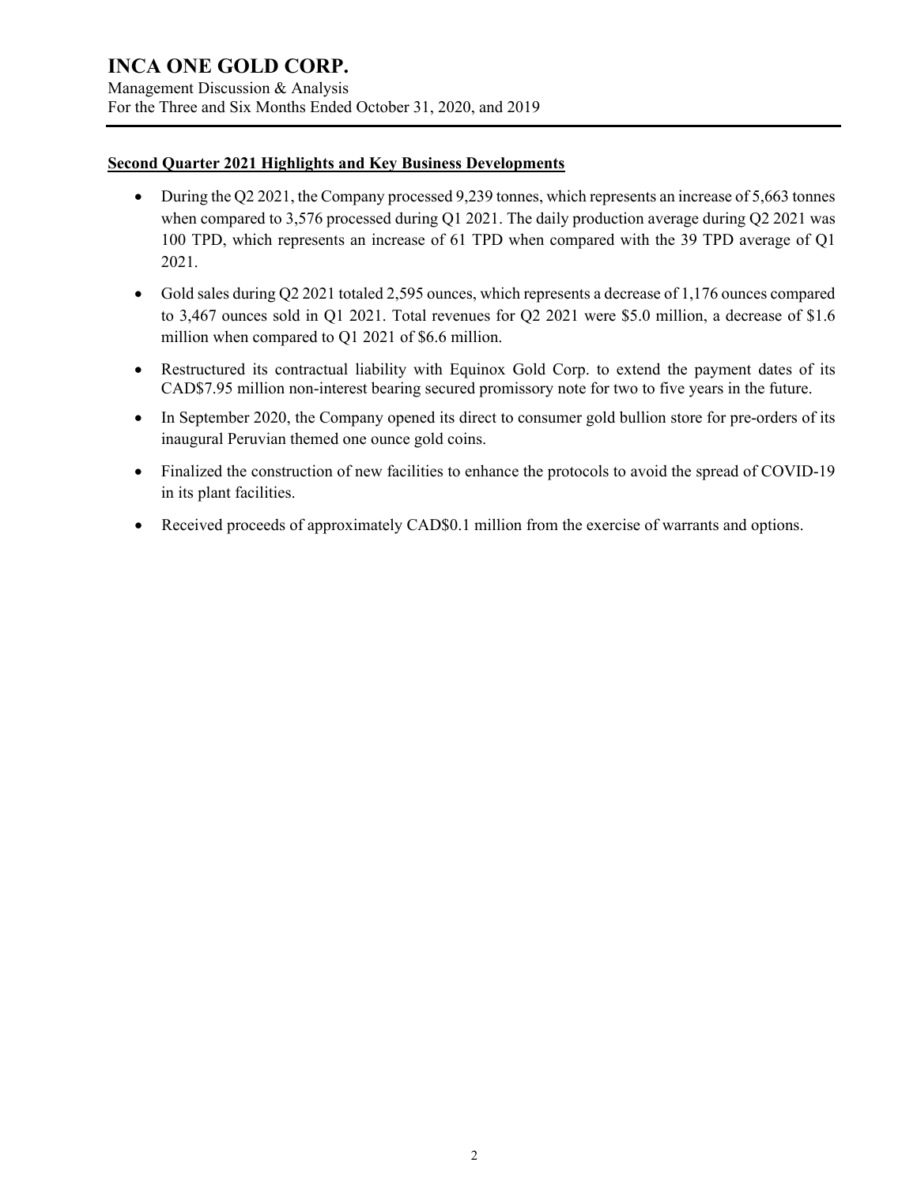## Second Quarter 2021 Highlights and Key Business Developments

- During the Q2 2021, the Company processed 9,239 tonnes, which represents an increase of 5,663 tonnes when compared to 3,576 processed during Q1 2021. The daily production average during Q2 2021 was 100 TPD, which represents an increase of 61 TPD when compared with the 39 TPD average of Q1 2021.
- Gold sales during Q2 2021 totaled 2,595 ounces, which represents a decrease of 1,176 ounces compared to 3,467 ounces sold in Q1 2021. Total revenues for Q2 2021 were $5.0 million, a decrease of $1.6 million when compared to Q1 2021 of $6.6 million.
- Restructured its contractual liability with Equinox Gold Corp. to extend the payment dates of its CAD$7.95 million non-interest bearing secured promissory note for two to five years in the future.
- In September 2020, the Company opened its direct to consumer gold bullion store for pre-orders of its inaugural Peruvian themed one ounce gold coins.
- Finalized the construction of new facilities to enhance the protocols to avoid the spread of COVID-19 in its plant facilities.
- Received proceeds of approximately CAD$0.1 million from the exercise of warrants and options.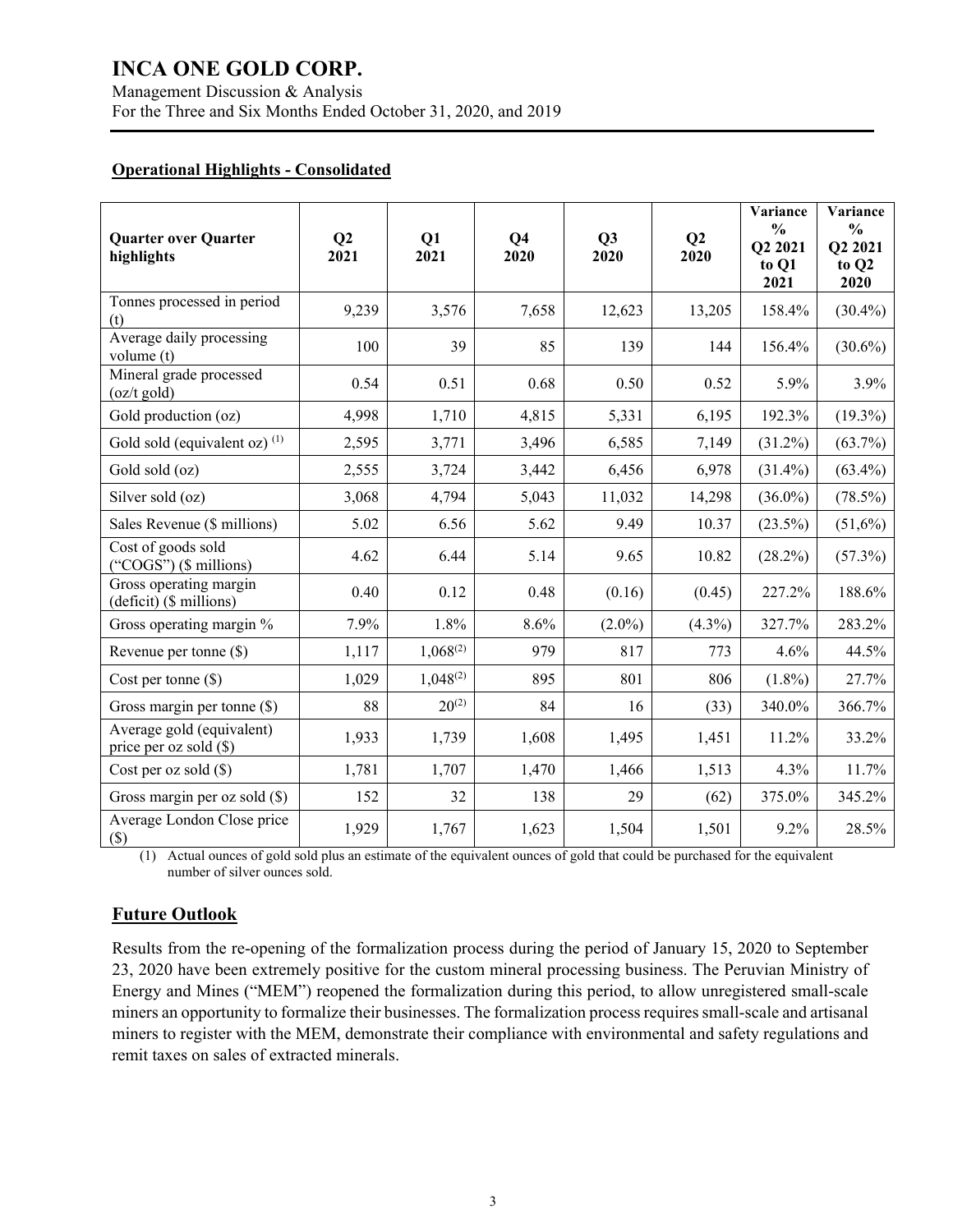## Operational Highlights - Consolidated

| Quarter over Quarter highlights | Q2 2021 | Q1 2021 | Q4 2020 | Q3 2020 | Q2 2020 | Variance % Q2 2021 to Q1 2021 | Variance % Q2 2021 to Q2 2020 |
|---|---|---|---|---|---|---|---|
| Tonnes processed in period (t) | 9,239 | 3,576 | 7,658 | 12,623 | 13,205 | 158.4% | (30.4%) |
| Average daily processing volume (t) | 100 | 39 | 85 | 139 | 144 | 156.4% | (30.6%) |
| Mineral grade processed (oz/t gold) | 0.54 | 0.51 | 0.68 | 0.50 | 0.52 | 5.9% | 3.9% |
| Gold production (oz) | 4,998 | 1,710 | 4,815 | 5,331 | 6,195 | 192.3% | (19.3%) |
| Gold sold (equivalent oz) (1) | 2,595 | 3,771 | 3,496 | 6,585 | 7,149 | (31.2%) | (63.7%) |
| Gold sold (oz) | 2,555 | 3,724 | 3,442 | 6,456 | 6,978 | (31.4%) | (63.4%) |
| Silver sold (oz) | 3,068 | 4,794 | 5,043 | 11,032 | 14,298 | (36.0%) | (78.5%) |
| Sales Revenue ($ millions) | 5.02 | 6.56 | 5.62 | 9.49 | 10.37 | (23.5%) | (51,6%) |
| Cost of goods sold ("COGS") ($ millions) | 4.62 | 6.44 | 5.14 | 9.65 | 10.82 | (28.2%) | (57.3%) |
| Gross operating margin (deficit) ($ millions) | 0.40 | 0.12 | 0.48 | (0.16) | (0.45) | 227.2% | 188.6% |
| Gross operating margin % | 7.9% | 1.8% | 8.6% | (2.0%) | (4.3%) | 327.7% | 283.2% |
| Revenue per tonne ($) | 1,117 | 1,068(2) | 979 | 817 | 773 | 4.6% | 44.5% |
| Cost per tonne ($) | 1,029 | 1,048(2) | 895 | 801 | 806 | (1.8%) | 27.7% |
| Gross margin per tonne ($) | 88 | 20(2) | 84 | 16 | (33) | 340.0% | 366.7% |
| Average gold (equivalent) price per oz sold ($) | 1,933 | 1,739 | 1,608 | 1,495 | 1,451 | 11.2% | 33.2% |
| Cost per oz sold ($) | 1,781 | 1,707 | 1,470 | 1,466 | 1,513 | 4.3% | 11.7% |
| Gross margin per oz sold ($) | 152 | 32 | 138 | 29 | (62) | 375.0% | 345.2% |
| Average London Close price ($) | 1,929 | 1,767 | 1,623 | 1,504 | 1,501 | 9.2% | 28.5% |

(1) Actual ounces of gold sold plus an estimate of the equivalent ounces of gold that could be purchased for the equivalent number of silver ounces sold.

## Future Outlook

Results from the re-opening of the formalization process during the period of January 15, 2020 to September 23, 2020 have been extremely positive for the custom mineral processing business. The Peruvian Ministry of Energy and Mines ("MEM") reopened the formalization during this period, to allow unregistered small-scale miners an opportunity to formalize their businesses. The formalization process requires small-scale and artisanal miners to register with the MEM, demonstrate their compliance with environmental and safety regulations and remit taxes on sales of extracted minerals.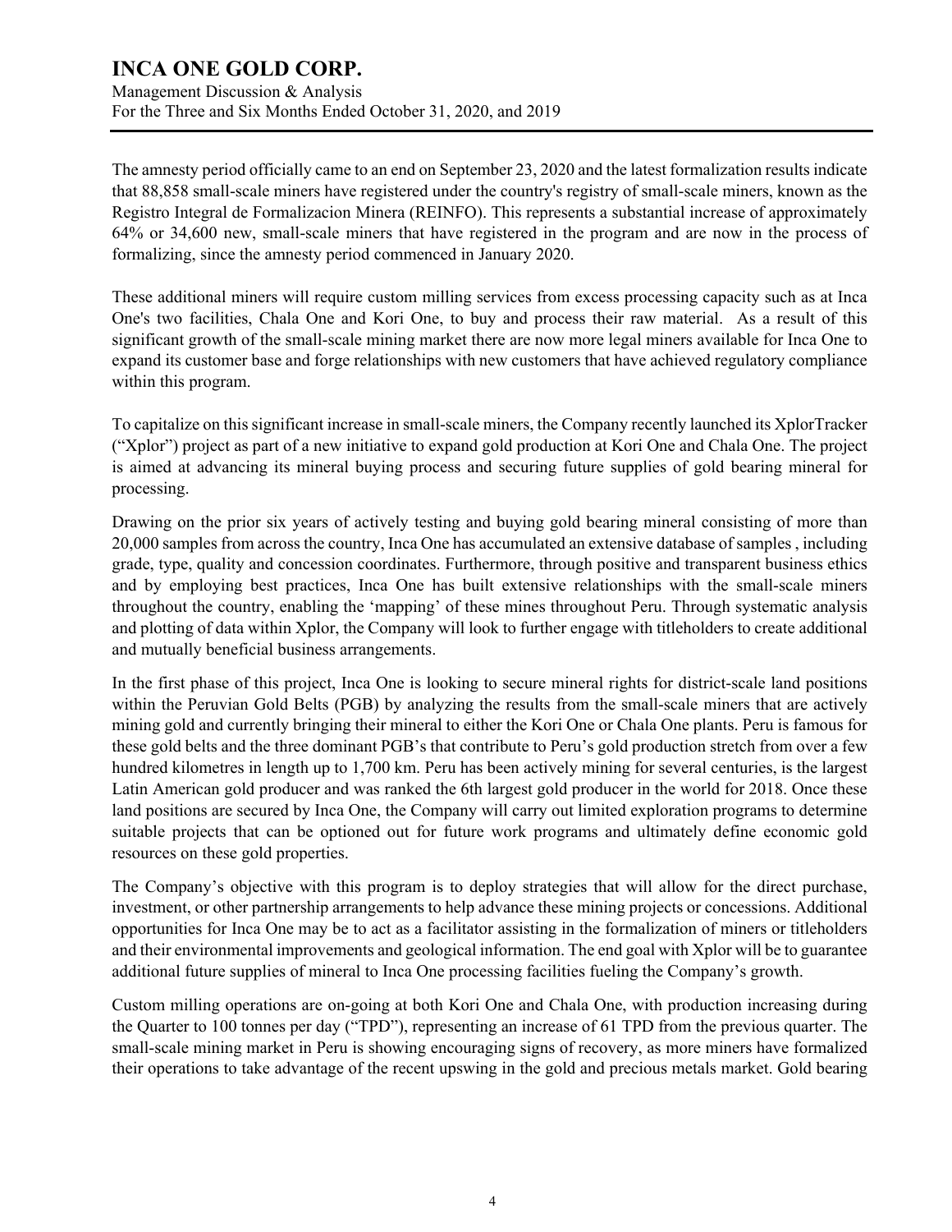The amnesty period officially came to an end on September 23, 2020 and the latest formalization results indicate that 88,858 small-scale miners have registered under the country's registry of small-scale miners, known as the Registro Integral de Formalizacion Minera (REINFO). This represents a substantial increase of approximately 64% or 34,600 new, small-scale miners that have registered in the program and are now in the process of formalizing, since the amnesty period commenced in January 2020.

These additional miners will require custom milling services from excess processing capacity such as at Inca One's two facilities, Chala One and Kori One, to buy and process their raw material. As a result of this significant growth of the small-scale mining market there are now more legal miners available for Inca One to expand its customer base and forge relationships with new customers that have achieved regulatory compliance within this program.

To capitalize on this significant increase in small-scale miners, the Company recently launched its XplorTracker ("Xplor") project as part of a new initiative to expand gold production at Kori One and Chala One. The project is aimed at advancing its mineral buying process and securing future supplies of gold bearing mineral for processing.

Drawing on the prior six years of actively testing and buying gold bearing mineral consisting of more than 20,000 samples from across the country, Inca One has accumulated an extensive database of samples , including grade, type, quality and concession coordinates. Furthermore, through positive and transparent business ethics and by employing best practices, Inca One has built extensive relationships with the small-scale miners throughout the country, enabling the 'mapping' of these mines throughout Peru. Through systematic analysis and plotting of data within Xplor, the Company will look to further engage with titleholders to create additional and mutually beneficial business arrangements.

In the first phase of this project, Inca One is looking to secure mineral rights for district-scale land positions within the Peruvian Gold Belts (PGB) by analyzing the results from the small-scale miners that are actively mining gold and currently bringing their mineral to either the Kori One or Chala One plants. Peru is famous for these gold belts and the three dominant PGB's that contribute to Peru's gold production stretch from over a few hundred kilometres in length up to 1,700 km. Peru has been actively mining for several centuries, is the largest Latin American gold producer and was ranked the 6th largest gold producer in the world for 2018. Once these land positions are secured by Inca One, the Company will carry out limited exploration programs to determine suitable projects that can be optioned out for future work programs and ultimately define economic gold resources on these gold properties.

The Company's objective with this program is to deploy strategies that will allow for the direct purchase, investment, or other partnership arrangements to help advance these mining projects or concessions. Additional opportunities for Inca One may be to act as a facilitator assisting in the formalization of miners or titleholders and their environmental improvements and geological information. The end goal with Xplor will be to guarantee additional future supplies of mineral to Inca One processing facilities fueling the Company's growth.

Custom milling operations are on-going at both Kori One and Chala One, with production increasing during the Quarter to 100 tonnes per day ("TPD"), representing an increase of 61 TPD from the previous quarter. The small-scale mining market in Peru is showing encouraging signs of recovery, as more miners have formalized their operations to take advantage of the recent upswing in the gold and precious metals market. Gold bearing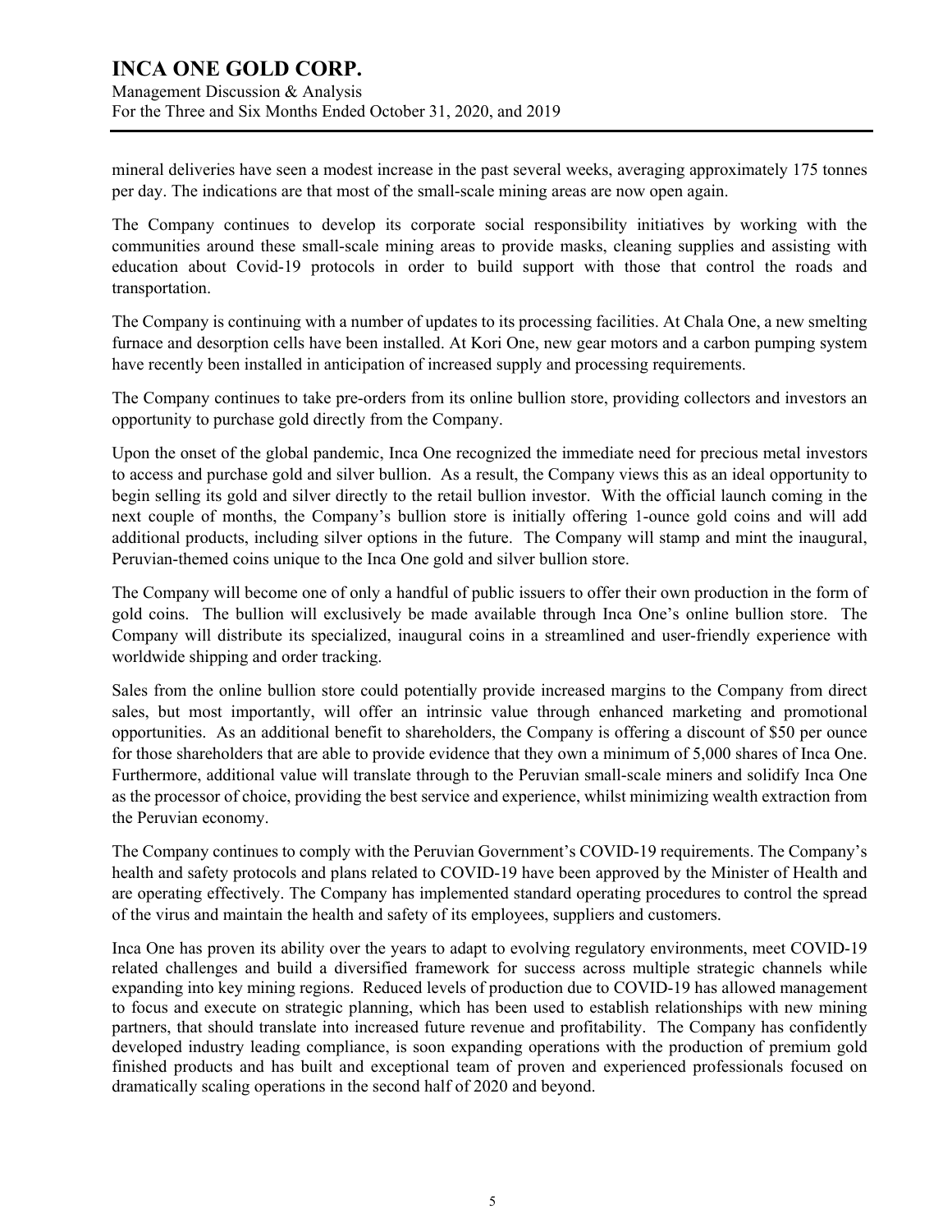mineral deliveries have seen a modest increase in the past several weeks, averaging approximately 175 tonnes per day. The indications are that most of the small-scale mining areas are now open again.

The Company continues to develop its corporate social responsibility initiatives by working with the communities around these small-scale mining areas to provide masks, cleaning supplies and assisting with education about Covid-19 protocols in order to build support with those that control the roads and transportation.

The Company is continuing with a number of updates to its processing facilities. At Chala One, a new smelting furnace and desorption cells have been installed. At Kori One, new gear motors and a carbon pumping system have recently been installed in anticipation of increased supply and processing requirements.

The Company continues to take pre-orders from its online bullion store, providing collectors and investors an opportunity to purchase gold directly from the Company.

Upon the onset of the global pandemic, Inca One recognized the immediate need for precious metal investors to access and purchase gold and silver bullion. As a result, the Company views this as an ideal opportunity to begin selling its gold and silver directly to the retail bullion investor. With the official launch coming in the next couple of months, the Company's bullion store is initially offering 1-ounce gold coins and will add additional products, including silver options in the future. The Company will stamp and mint the inaugural, Peruvian-themed coins unique to the Inca One gold and silver bullion store.

The Company will become one of only a handful of public issuers to offer their own production in the form of gold coins. The bullion will exclusively be made available through Inca One's online bullion store. The Company will distribute its specialized, inaugural coins in a streamlined and user-friendly experience with worldwide shipping and order tracking.

Sales from the online bullion store could potentially provide increased margins to the Company from direct sales, but most importantly, will offer an intrinsic value through enhanced marketing and promotional opportunities. As an additional benefit to shareholders, the Company is offering a discount of $50 per ounce for those shareholders that are able to provide evidence that they own a minimum of 5,000 shares of Inca One. Furthermore, additional value will translate through to the Peruvian small-scale miners and solidify Inca One as the processor of choice, providing the best service and experience, whilst minimizing wealth extraction from the Peruvian economy.

The Company continues to comply with the Peruvian Government's COVID-19 requirements. The Company's health and safety protocols and plans related to COVID-19 have been approved by the Minister of Health and are operating effectively. The Company has implemented standard operating procedures to control the spread of the virus and maintain the health and safety of its employees, suppliers and customers.

Inca One has proven its ability over the years to adapt to evolving regulatory environments, meet COVID-19 related challenges and build a diversified framework for success across multiple strategic channels while expanding into key mining regions. Reduced levels of production due to COVID-19 has allowed management to focus and execute on strategic planning, which has been used to establish relationships with new mining partners, that should translate into increased future revenue and profitability. The Company has confidently developed industry leading compliance, is soon expanding operations with the production of premium gold finished products and has built and exceptional team of proven and experienced professionals focused on dramatically scaling operations in the second half of 2020 and beyond.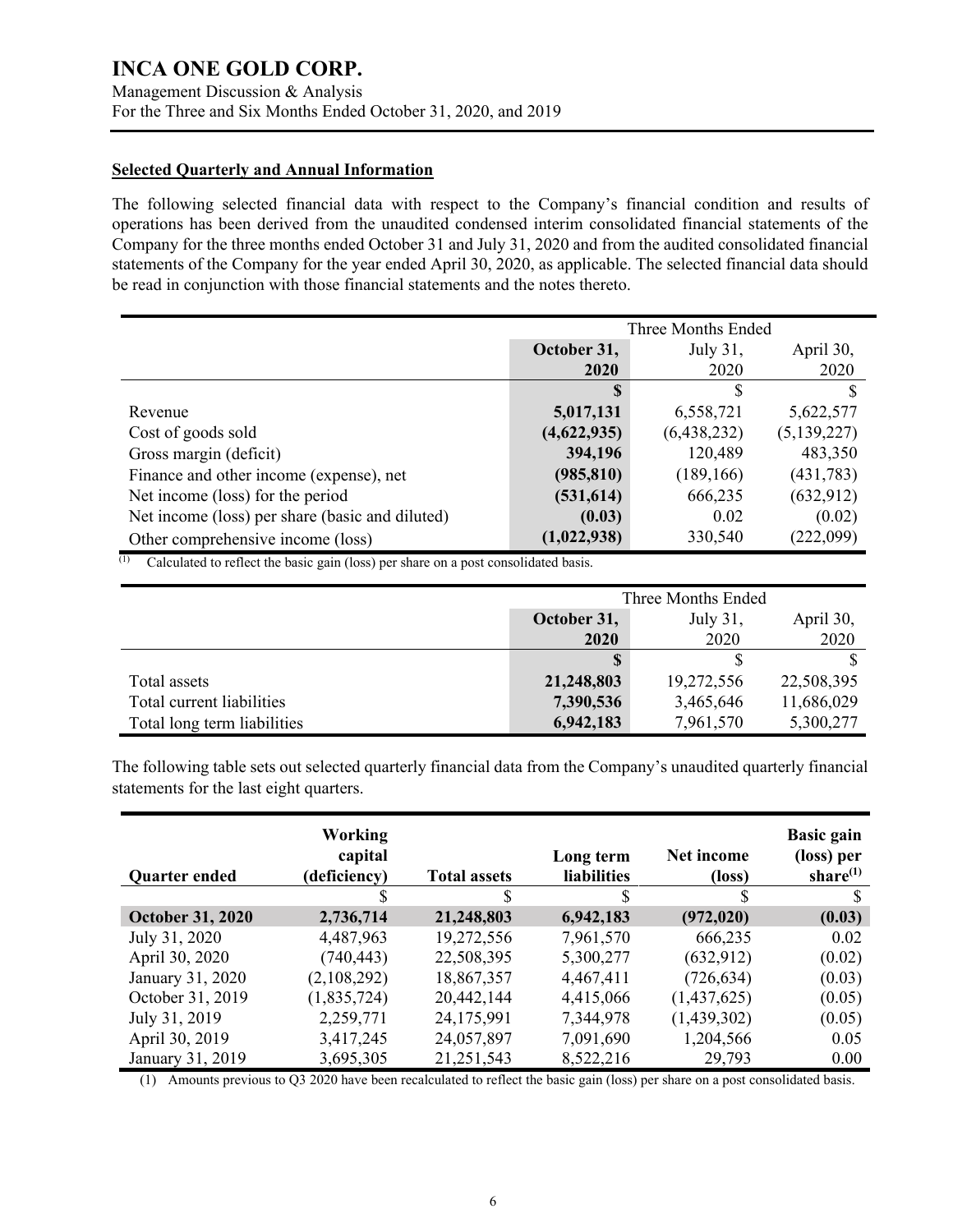### Selected Quarterly and Annual Information

The following selected financial data with respect to the Company's financial condition and results of operations has been derived from the unaudited condensed interim consolidated financial statements of the Company for the three months ended October 31 and July 31, 2020 and from the audited consolidated financial statements of the Company for the year ended April 30, 2020, as applicable. The selected financial data should be read in conjunction with those financial statements and the notes thereto.

| | Three Months Ended | | |
|---|---|---|---|
| | **October 31, 2020** | July 31, 2020 | April 30, 2020 |
| | **$** | $ | $ |
| Revenue | **5,017,131** | 6,558,721 | 5,622,577 |
| Cost of goods sold | **(4,622,935)** | (6,438,232) | (5,139,227) |
| Gross margin (deficit) | **394,196** | 120,489 | 483,350 |
| Finance and other income (expense), net | **(985,810)** | (189,166) | (431,783) |
| Net income (loss) for the period | **(531,614)** | 666,235 | (632,912) |
| Net income (loss) per share (basic and diluted) | **(0.03)** | 0.02 | (0.02) |
| Other comprehensive income (loss) | **(1,022,938)** | 330,540 | (222,099) |

(1) Calculated to reflect the basic gain (loss) per share on a post consolidated basis.

| | Three Months Ended | | |
|---|---|---|---|
| | **October 31, 2020** | July 31, 2020 | April 30, 2020 |
| | **$** | $ | $ |
| Total assets | **21,248,803** | 19,272,556 | 22,508,395 |
| Total current liabilities | **7,390,536** | 3,465,646 | 11,686,029 |
| Total long term liabilities | **6,942,183** | 7,961,570 | 5,300,277 |

The following table sets out selected quarterly financial data from the Company's unaudited quarterly financial statements for the last eight quarters.

| Quarter ended | Working capital (deficiency) | Total assets | Long term liabilities | Net income (loss) | Basic gain (loss) per share(1) |
|---|---|---|---|---|---|
| | $ | $ | $ | $ | $ |
| **October 31, 2020** | **2,736,714** | **21,248,803** | **6,942,183** | **(972,020)** | **(0.03)** |
| July 31, 2020 | 4,487,963 | 19,272,556 | 7,961,570 | 666,235 | 0.02 |
| April 30, 2020 | (740,443) | 22,508,395 | 5,300,277 | (632,912) | (0.02) |
| January 31, 2020 | (2,108,292) | 18,867,357 | 4,467,411 | (726,634) | (0.03) |
| October 31, 2019 | (1,835,724) | 20,442,144 | 4,415,066 | (1,437,625) | (0.05) |
| July 31, 2019 | 2,259,771 | 24,175,991 | 7,344,978 | (1,439,302) | (0.05) |
| April 30, 2019 | 3,417,245 | 24,057,897 | 7,091,690 | 1,204,566 | 0.05 |
| January 31, 2019 | 3,695,305 | 21,251,543 | 8,522,216 | 29,793 | 0.00 |

(1) Amounts previous to Q3 2020 have been recalculated to reflect the basic gain (loss) per share on a post consolidated basis.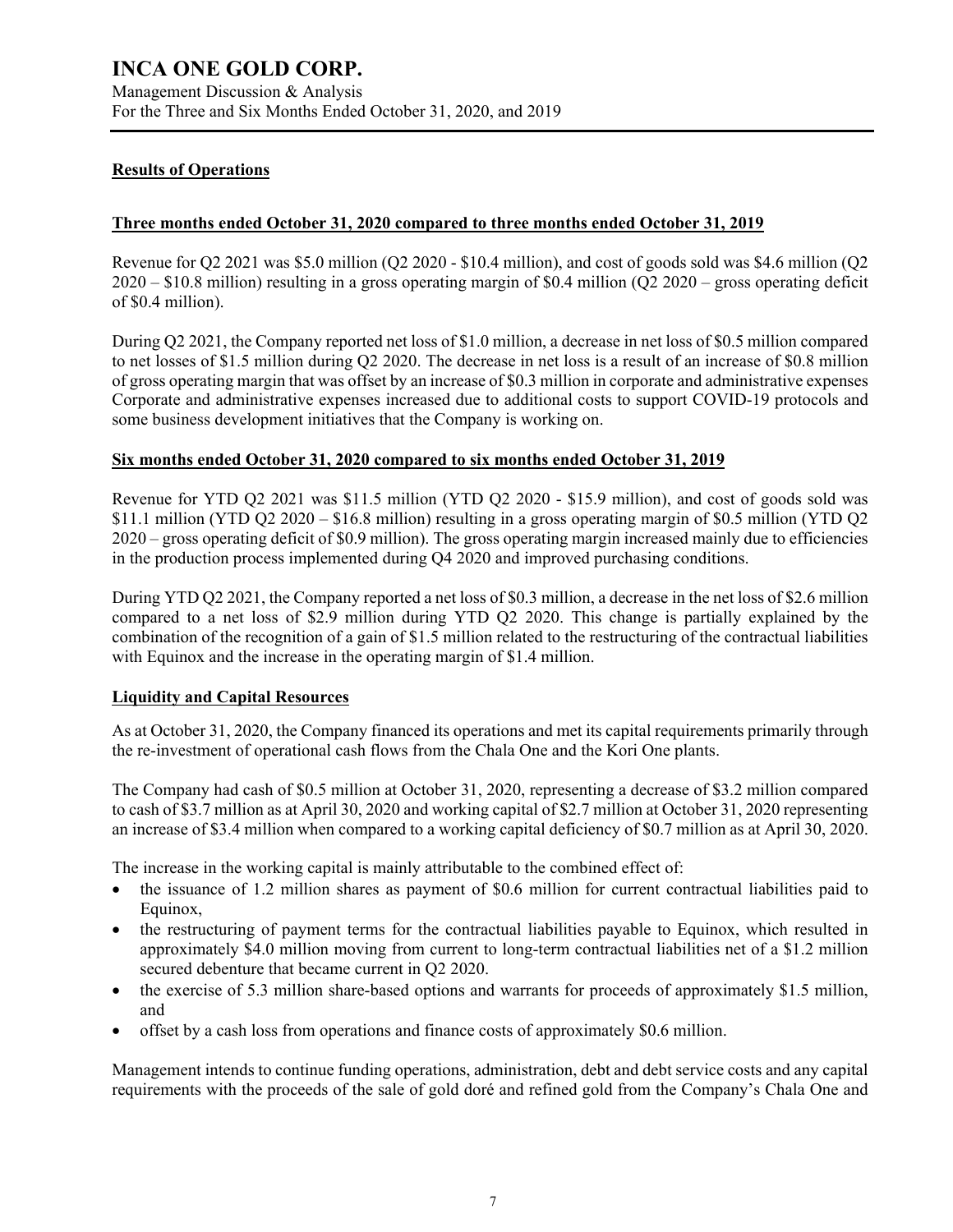## Results of Operations

### Three months ended October 31, 2020 compared to three months ended October 31, 2019

Revenue for Q2 2021 was \$5.0 million (Q2 2020 - \$10.4 million), and cost of goods sold was \$4.6 million (Q2 2020 – \$10.8 million) resulting in a gross operating margin of \$0.4 million (Q2 2020 – gross operating deficit of \$0.4 million).

During Q2 2021, the Company reported net loss of \$1.0 million, a decrease in net loss of \$0.5 million compared to net losses of \$1.5 million during Q2 2020. The decrease in net loss is a result of an increase of \$0.8 million of gross operating margin that was offset by an increase of \$0.3 million in corporate and administrative expenses Corporate and administrative expenses increased due to additional costs to support COVID-19 protocols and some business development initiatives that the Company is working on.

### Six months ended October 31, 2020 compared to six months ended October 31, 2019

Revenue for YTD Q2 2021 was \$11.5 million (YTD Q2 2020 - \$15.9 million), and cost of goods sold was \$11.1 million (YTD Q2 2020 – \$16.8 million) resulting in a gross operating margin of \$0.5 million (YTD Q2 2020 – gross operating deficit of \$0.9 million). The gross operating margin increased mainly due to efficiencies in the production process implemented during Q4 2020 and improved purchasing conditions.

During YTD Q2 2021, the Company reported a net loss of \$0.3 million, a decrease in the net loss of \$2.6 million compared to a net loss of \$2.9 million during YTD Q2 2020. This change is partially explained by the combination of the recognition of a gain of \$1.5 million related to the restructuring of the contractual liabilities with Equinox and the increase in the operating margin of \$1.4 million.

## Liquidity and Capital Resources

As at October 31, 2020, the Company financed its operations and met its capital requirements primarily through the re-investment of operational cash flows from the Chala One and the Kori One plants.

The Company had cash of \$0.5 million at October 31, 2020, representing a decrease of \$3.2 million compared to cash of \$3.7 million as at April 30, 2020 and working capital of \$2.7 million at October 31, 2020 representing an increase of \$3.4 million when compared to a working capital deficiency of \$0.7 million as at April 30, 2020.

The increase in the working capital is mainly attributable to the combined effect of:

- the issuance of 1.2 million shares as payment of \$0.6 million for current contractual liabilities paid to Equinox,
- the restructuring of payment terms for the contractual liabilities payable to Equinox, which resulted in approximately \$4.0 million moving from current to long-term contractual liabilities net of a \$1.2 million secured debenture that became current in Q2 2020.
- the exercise of 5.3 million share-based options and warrants for proceeds of approximately \$1.5 million, and
- offset by a cash loss from operations and finance costs of approximately \$0.6 million.

Management intends to continue funding operations, administration, debt and debt service costs and any capital requirements with the proceeds of the sale of gold doré and refined gold from the Company's Chala One and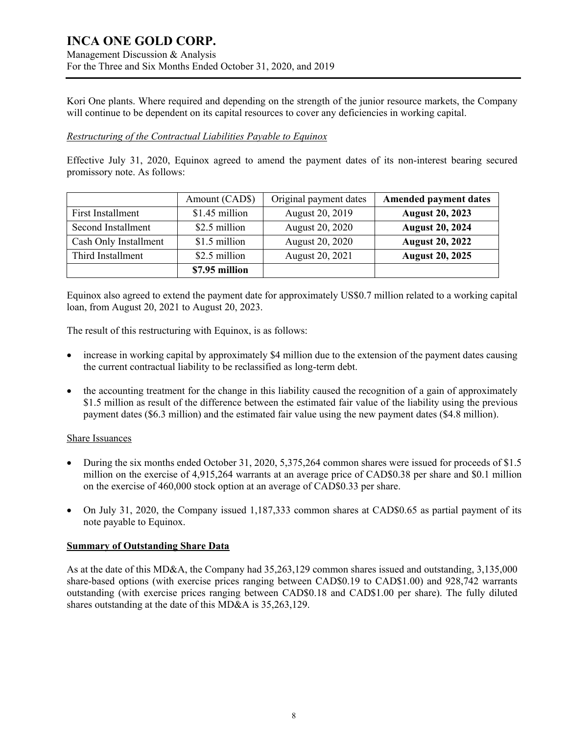Kori One plants. Where required and depending on the strength of the junior resource markets, the Company will continue to be dependent on its capital resources to cover any deficiencies in working capital.

*Restructuring of the Contractual Liabilities Payable to Equinox*

Effective July 31, 2020, Equinox agreed to amend the payment dates of its non-interest bearing secured promissory note. As follows:

| | Amount (CAD$) | Original payment dates | **Amended payment dates** |
|---|---|---|---|
| First Installment | $1.45 million | August 20, 2019 | **August 20, 2023** |
| Second Installment | $2.5 million | August 20, 2020 | **August 20, 2024** |
| Cash Only Installment | $1.5 million | August 20, 2020 | **August 20, 2022** |
| Third Installment | $2.5 million | August 20, 2021 | **August 20, 2025** |
| | **$7.95 million** | | |

Equinox also agreed to extend the payment date for approximately US$0.7 million related to a working capital loan, from August 20, 2021 to August 20, 2023.

The result of this restructuring with Equinox, is as follows:

- increase in working capital by approximately $4 million due to the extension of the payment dates causing the current contractual liability to be reclassified as long-term debt.
- the accounting treatment for the change in this liability caused the recognition of a gain of approximately $1.5 million as result of the difference between the estimated fair value of the liability using the previous payment dates ($6.3 million) and the estimated fair value using the new payment dates ($4.8 million).

Share Issuances

- During the six months ended October 31, 2020, 5,375,264 common shares were issued for proceeds of $1.5 million on the exercise of 4,915,264 warrants at an average price of CAD$0.38 per share and $0.1 million on the exercise of 460,000 stock option at an average of CAD$0.33 per share.
- On July 31, 2020, the Company issued 1,187,333 common shares at CAD$0.65 as partial payment of its note payable to Equinox.

**Summary of Outstanding Share Data**

As at the date of this MD&A, the Company had 35,263,129 common shares issued and outstanding, 3,135,000 share-based options (with exercise prices ranging between CAD$0.19 to CAD$1.00) and 928,742 warrants outstanding (with exercise prices ranging between CAD$0.18 and CAD$1.00 per share). The fully diluted shares outstanding at the date of this MD&A is 35,263,129.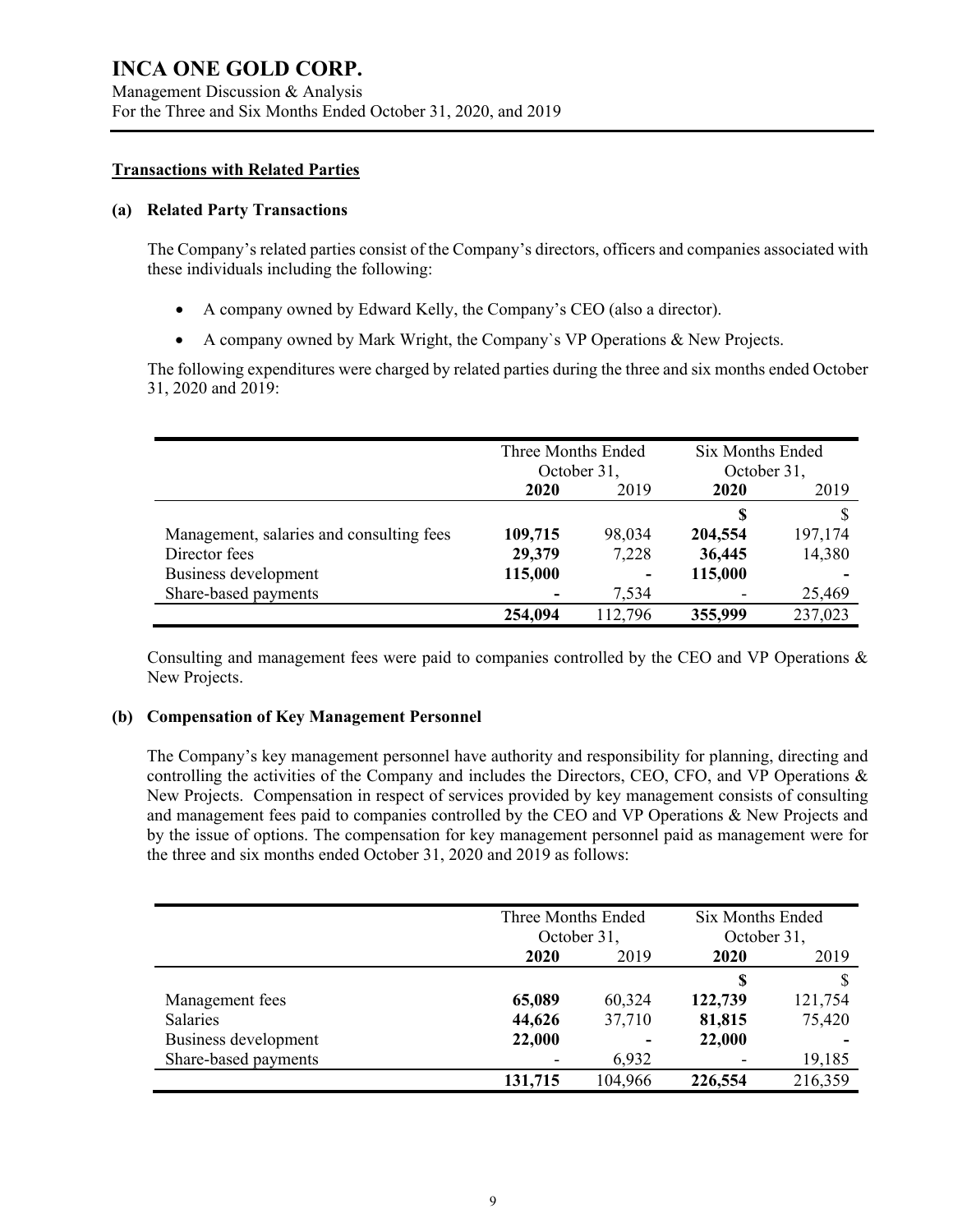## Transactions with Related Parties

### (a) Related Party Transactions

The Company's related parties consist of the Company's directors, officers and companies associated with these individuals including the following:

- A company owned by Edward Kelly, the Company's CEO (also a director).
- A company owned by Mark Wright, the Company`s VP Operations & New Projects.

The following expenditures were charged by related parties during the three and six months ended October 31, 2020 and 2019:

| | Three Months Ended October 31, | | Six Months Ended October 31, | |
|---|---|---|---|---|
| | **2020** | 2019 | **2020** | 2019 |
| | | | **$** | $ |
| Management, salaries and consulting fees | **109,715** | 98,034 | **204,554** | 197,174 |
| Director fees | **29,379** | 7,228 | **36,445** | 14,380 |
| Business development | **115,000** | **-** | **115,000** | **-** |
| Share-based payments | **-** | 7,534 | - | 25,469 |
| | **254,094** | 112,796 | **355,999** | 237,023 |

Consulting and management fees were paid to companies controlled by the CEO and VP Operations & New Projects.

### (b) Compensation of Key Management Personnel

The Company's key management personnel have authority and responsibility for planning, directing and controlling the activities of the Company and includes the Directors, CEO, CFO, and VP Operations & New Projects. Compensation in respect of services provided by key management consists of consulting and management fees paid to companies controlled by the CEO and VP Operations & New Projects and by the issue of options. The compensation for key management personnel paid as management were for the three and six months ended October 31, 2020 and 2019 as follows:

| | Three Months Ended October 31, | | Six Months Ended October 31, | |
|---|---|---|---|---|
| | **2020** | 2019 | **2020** | 2019 |
| | | | **$** | $ |
| Management fees | **65,089** | 60,324 | **122,739** | 121,754 |
| Salaries | **44,626** | 37,710 | **81,815** | 75,420 |
| Business development | **22,000** | **-** | **22,000** | **-** |
| Share-based payments | - | 6,932 | - | 19,185 |
| | **131,715** | 104,966 | **226,554** | 216,359 |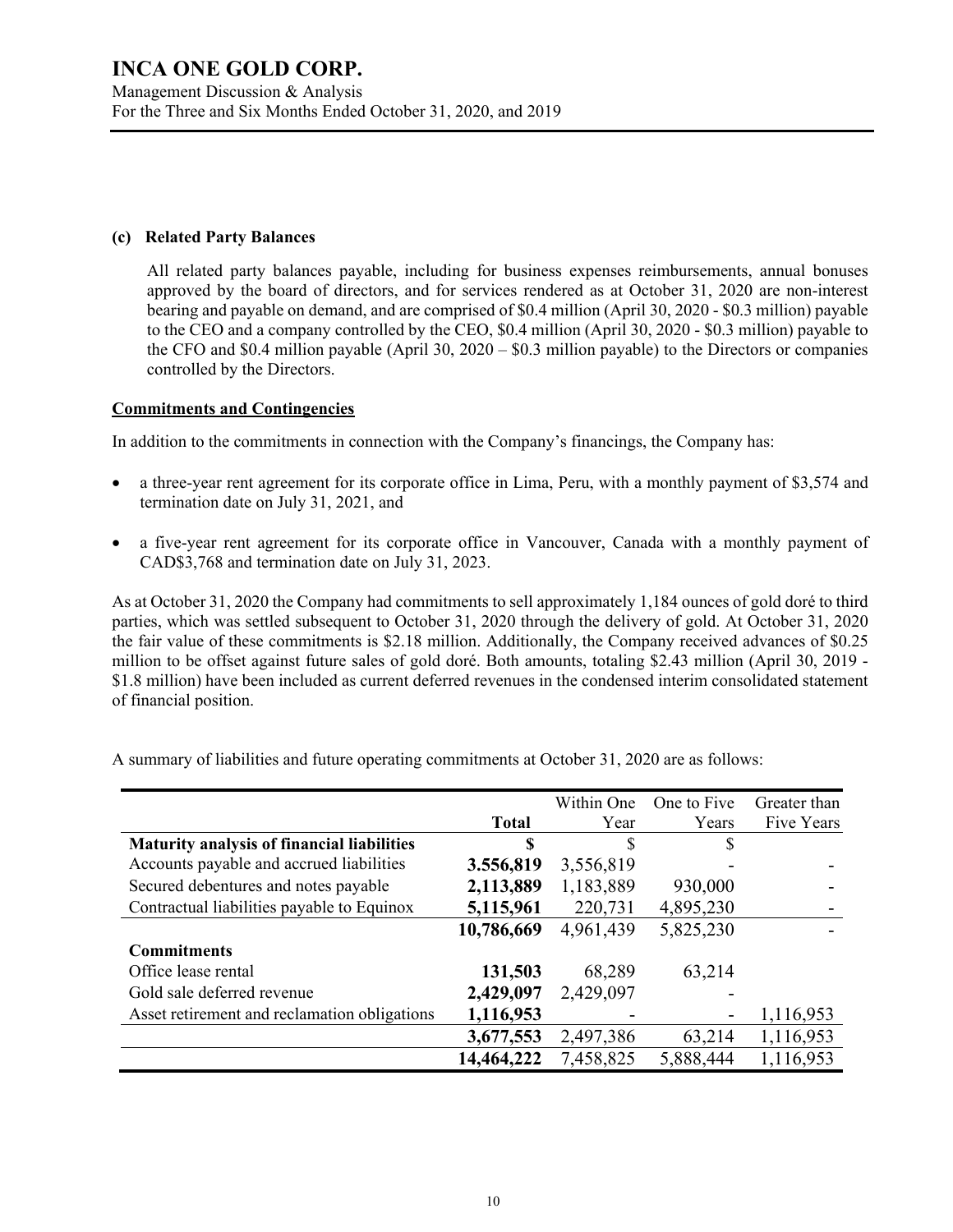**(c) Related Party Balances**

All related party balances payable, including for business expenses reimbursements, annual bonuses approved by the board of directors, and for services rendered as at October 31, 2020 are non-interest bearing and payable on demand, and are comprised of $0.4 million (April 30, 2020 - $0.3 million) payable to the CEO and a company controlled by the CEO, $0.4 million (April 30, 2020 - $0.3 million) payable to the CFO and $0.4 million payable (April 30, 2020 – $0.3 million payable) to the Directors or companies controlled by the Directors.

## Commitments and Contingencies

In addition to the commitments in connection with the Company's financings, the Company has:

- a three-year rent agreement for its corporate office in Lima, Peru, with a monthly payment of $3,574 and termination date on July 31, 2021, and
- a five-year rent agreement for its corporate office in Vancouver, Canada with a monthly payment of CAD$3,768 and termination date on July 31, 2023.

As at October 31, 2020 the Company had commitments to sell approximately 1,184 ounces of gold doré to third parties, which was settled subsequent to October 31, 2020 through the delivery of gold. At October 31, 2020 the fair value of these commitments is $2.18 million. Additionally, the Company received advances of $0.25 million to be offset against future sales of gold doré. Both amounts, totaling $2.43 million (April 30, 2019 - $1.8 million) have been included as current deferred revenues in the condensed interim consolidated statement of financial position.

A summary of liabilities and future operating commitments at October 31, 2020 are as follows:

| | **Total** | Within One Year | One to Five Years | Greater than Five Years |
|---|---|---|---|---|
| **Maturity analysis of financial liabilities** | **$** | $ | $ | |
| Accounts payable and accrued liabilities | **3.556,819** | 3,556,819 | - | - |
| Secured debentures and notes payable | **2,113,889** | 1,183,889 | 930,000 | - |
| Contractual liabilities payable to Equinox | **5,115,961** | 220,731 | 4,895,230 | - |
| | **10,786,669** | 4,961,439 | 5,825,230 | - |
| **Commitments** | | | | |
| Office lease rental | **131,503** | 68,289 | 63,214 | |
| Gold sale deferred revenue | **2,429,097** | 2,429,097 | - | |
| Asset retirement and reclamation obligations | **1,116,953** | - | - | 1,116,953 |
| | **3,677,553** | 2,497,386 | 63,214 | 1,116,953 |
| | **14,464,222** | 7,458,825 | 5,888,444 | 1,116,953 |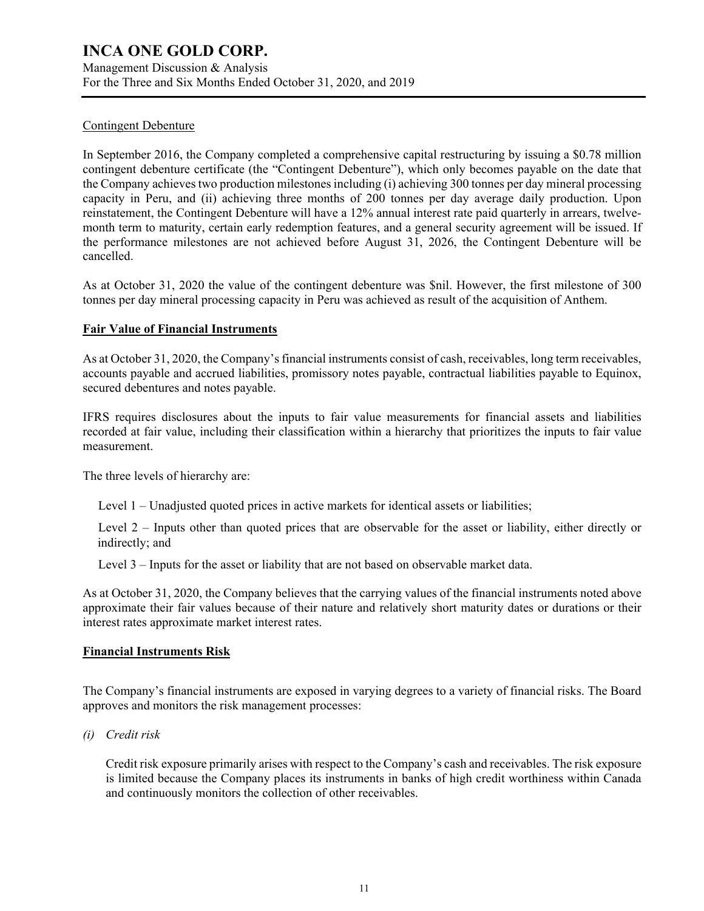Contingent Debenture

In September 2016, the Company completed a comprehensive capital restructuring by issuing a $0.78 million contingent debenture certificate (the "Contingent Debenture"), which only becomes payable on the date that the Company achieves two production milestones including (i) achieving 300 tonnes per day mineral processing capacity in Peru, and (ii) achieving three months of 200 tonnes per day average daily production. Upon reinstatement, the Contingent Debenture will have a 12% annual interest rate paid quarterly in arrears, twelve-month term to maturity, certain early redemption features, and a general security agreement will be issued. If the performance milestones are not achieved before August 31, 2026, the Contingent Debenture will be cancelled.

As at October 31, 2020 the value of the contingent debenture was $nil. However, the first milestone of 300 tonnes per day mineral processing capacity in Peru was achieved as result of the acquisition of Anthem.

## Fair Value of Financial Instruments

As at October 31, 2020, the Company's financial instruments consist of cash, receivables, long term receivables, accounts payable and accrued liabilities, promissory notes payable, contractual liabilities payable to Equinox, secured debentures and notes payable.

IFRS requires disclosures about the inputs to fair value measurements for financial assets and liabilities recorded at fair value, including their classification within a hierarchy that prioritizes the inputs to fair value measurement.

The three levels of hierarchy are:

Level 1 – Unadjusted quoted prices in active markets for identical assets or liabilities;

Level 2 – Inputs other than quoted prices that are observable for the asset or liability, either directly or indirectly; and

Level 3 – Inputs for the asset or liability that are not based on observable market data.

As at October 31, 2020, the Company believes that the carrying values of the financial instruments noted above approximate their fair values because of their nature and relatively short maturity dates or durations or their interest rates approximate market interest rates.

## Financial Instruments Risk

The Company's financial instruments are exposed in varying degrees to a variety of financial risks. The Board approves and monitors the risk management processes:

*(i) Credit risk*

Credit risk exposure primarily arises with respect to the Company's cash and receivables. The risk exposure is limited because the Company places its instruments in banks of high credit worthiness within Canada and continuously monitors the collection of other receivables.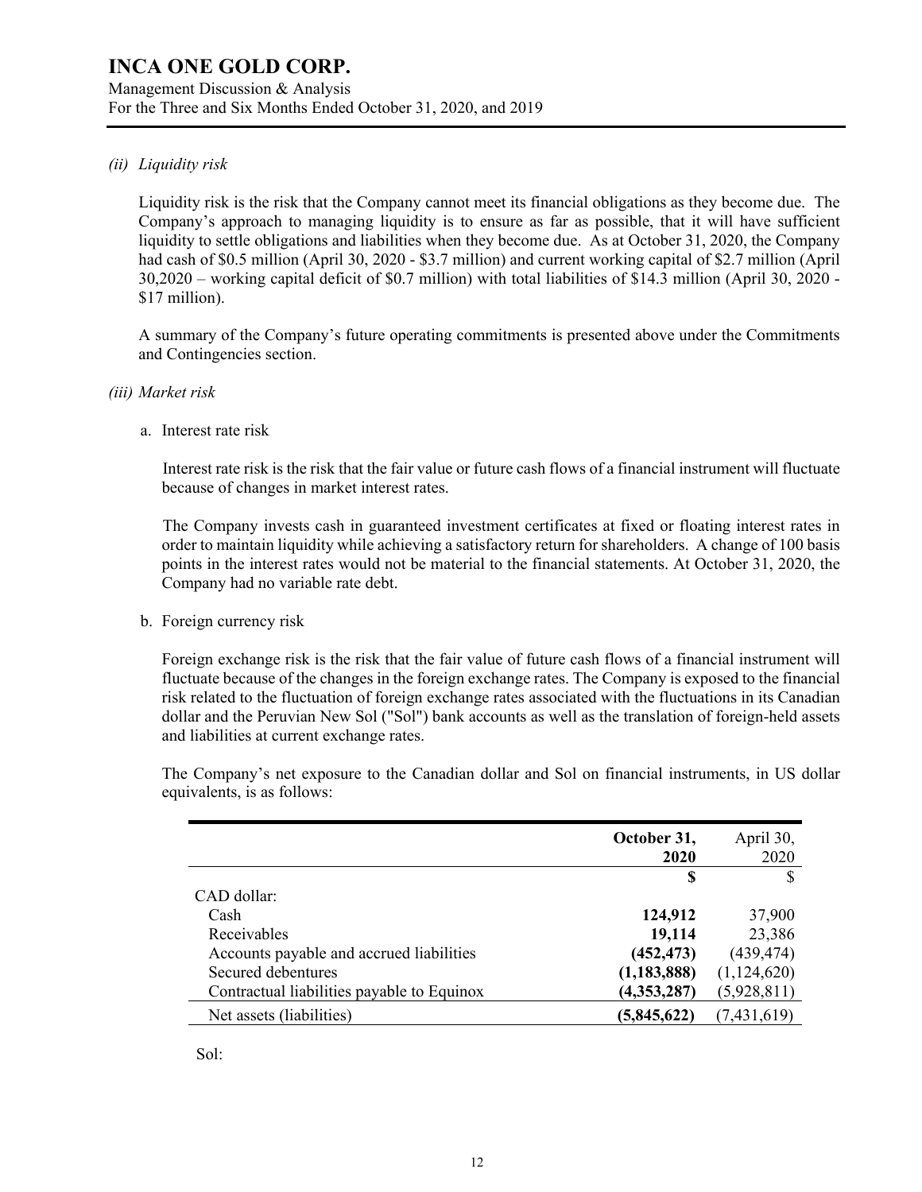*(ii) Liquidity risk*

Liquidity risk is the risk that the Company cannot meet its financial obligations as they become due. The Company's approach to managing liquidity is to ensure as far as possible, that it will have sufficient liquidity to settle obligations and liabilities when they become due. As at October 31, 2020, the Company had cash of $0.5 million (April 30, 2020 - $3.7 million) and current working capital of $2.7 million (April 30,2020 – working capital deficit of $0.7 million) with total liabilities of $14.3 million (April 30, 2020 - $17 million).

A summary of the Company's future operating commitments is presented above under the Commitments and Contingencies section.

*(iii) Market risk*

a. Interest rate risk

Interest rate risk is the risk that the fair value or future cash flows of a financial instrument will fluctuate because of changes in market interest rates.

The Company invests cash in guaranteed investment certificates at fixed or floating interest rates in order to maintain liquidity while achieving a satisfactory return for shareholders. A change of 100 basis points in the interest rates would not be material to the financial statements. At October 31, 2020, the Company had no variable rate debt.

b. Foreign currency risk

Foreign exchange risk is the risk that the fair value of future cash flows of a financial instrument will fluctuate because of the changes in the foreign exchange rates. The Company is exposed to the financial risk related to the fluctuation of foreign exchange rates associated with the fluctuations in its Canadian dollar and the Peruvian New Sol ("Sol") bank accounts as well as the translation of foreign-held assets and liabilities at current exchange rates.

The Company's net exposure to the Canadian dollar and Sol on financial instruments, in US dollar equivalents, is as follows:

| | **October 31, 2020** | April 30, 2020 |
|---|---|---|
| | **$** | $ |
| CAD dollar: | | |
| Cash | **124,912** | 37,900 |
| Receivables | **19,114** | 23,386 |
| Accounts payable and accrued liabilities | **(452,473)** | (439,474) |
| Secured debentures | **(1,183,888)** | (1,124,620) |
| Contractual liabilities payable to Equinox | **(4,353,287)** | (5,928,811) |
| Net assets (liabilities) | **(5,845,622)** | (7,431,619) |

Sol: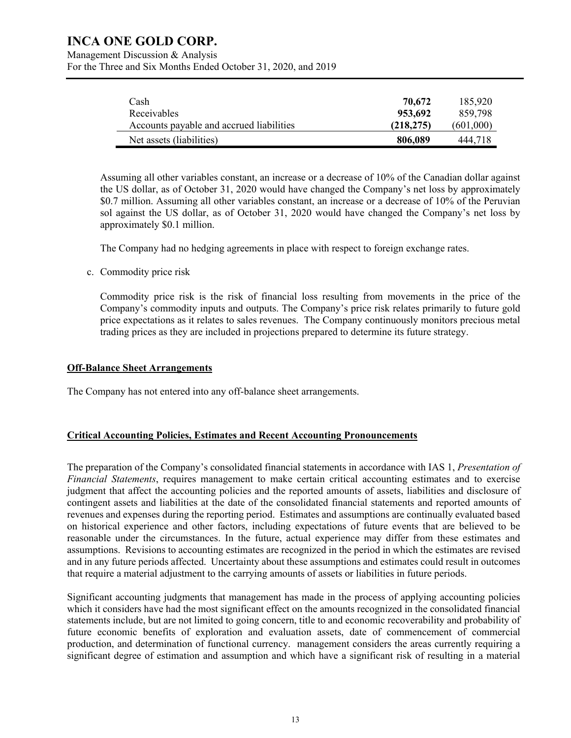| | | |
|---|---|---|
| Cash | **70,672** | 185,920 |
| Receivables | **953,692** | 859,798 |
| Accounts payable and accrued liabilities | **(218,275)** | (601,000) |
| Net assets (liabilities) | **806,089** | 444,718 |

Assuming all other variables constant, an increase or a decrease of 10% of the Canadian dollar against the US dollar, as of October 31, 2020 would have changed the Company's net loss by approximately \$0.7 million. Assuming all other variables constant, an increase or a decrease of 10% of the Peruvian sol against the US dollar, as of October 31, 2020 would have changed the Company's net loss by approximately \$0.1 million.

The Company had no hedging agreements in place with respect to foreign exchange rates.

c. Commodity price risk

Commodity price risk is the risk of financial loss resulting from movements in the price of the Company's commodity inputs and outputs. The Company's price risk relates primarily to future gold price expectations as it relates to sales revenues. The Company continuously monitors precious metal trading prices as they are included in projections prepared to determine its future strategy.

## Off-Balance Sheet Arrangements

The Company has not entered into any off-balance sheet arrangements.

## Critical Accounting Policies, Estimates and Recent Accounting Pronouncements

The preparation of the Company's consolidated financial statements in accordance with IAS 1, *Presentation of Financial Statements*, requires management to make certain critical accounting estimates and to exercise judgment that affect the accounting policies and the reported amounts of assets, liabilities and disclosure of contingent assets and liabilities at the date of the consolidated financial statements and reported amounts of revenues and expenses during the reporting period. Estimates and assumptions are continually evaluated based on historical experience and other factors, including expectations of future events that are believed to be reasonable under the circumstances. In the future, actual experience may differ from these estimates and assumptions. Revisions to accounting estimates are recognized in the period in which the estimates are revised and in any future periods affected. Uncertainty about these assumptions and estimates could result in outcomes that require a material adjustment to the carrying amounts of assets or liabilities in future periods.

Significant accounting judgments that management has made in the process of applying accounting policies which it considers have had the most significant effect on the amounts recognized in the consolidated financial statements include, but are not limited to going concern, title to and economic recoverability and probability of future economic benefits of exploration and evaluation assets, date of commencement of commercial production, and determination of functional currency. management considers the areas currently requiring a significant degree of estimation and assumption and which have a significant risk of resulting in a material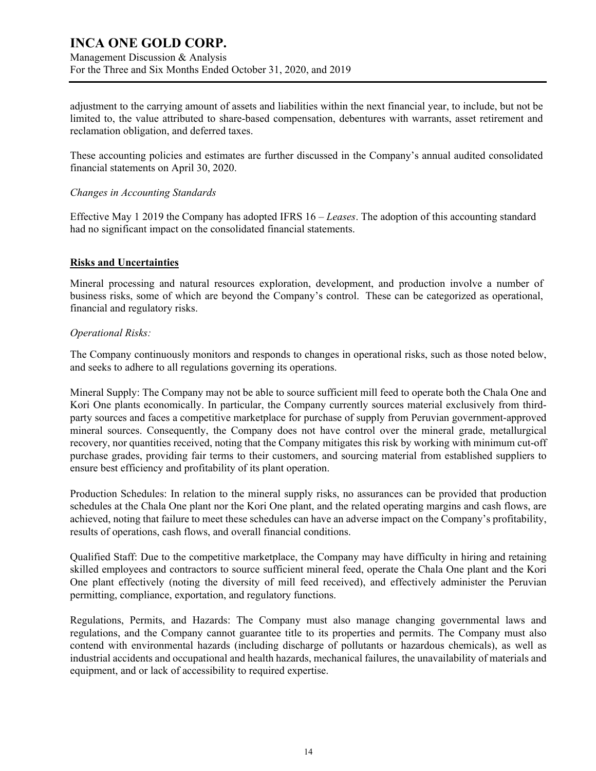adjustment to the carrying amount of assets and liabilities within the next financial year, to include, but not be limited to, the value attributed to share-based compensation, debentures with warrants, asset retirement and reclamation obligation, and deferred taxes.

These accounting policies and estimates are further discussed in the Company's annual audited consolidated financial statements on April 30, 2020.

*Changes in Accounting Standards*

Effective May 1 2019 the Company has adopted IFRS 16 – *Leases*. The adoption of this accounting standard had no significant impact on the consolidated financial statements.

## Risks and Uncertainties

Mineral processing and natural resources exploration, development, and production involve a number of business risks, some of which are beyond the Company's control. These can be categorized as operational, financial and regulatory risks.

*Operational Risks:*

The Company continuously monitors and responds to changes in operational risks, such as those noted below, and seeks to adhere to all regulations governing its operations.

Mineral Supply: The Company may not be able to source sufficient mill feed to operate both the Chala One and Kori One plants economically. In particular, the Company currently sources material exclusively from third-party sources and faces a competitive marketplace for purchase of supply from Peruvian government-approved mineral sources. Consequently, the Company does not have control over the mineral grade, metallurgical recovery, nor quantities received, noting that the Company mitigates this risk by working with minimum cut-off purchase grades, providing fair terms to their customers, and sourcing material from established suppliers to ensure best efficiency and profitability of its plant operation.

Production Schedules: In relation to the mineral supply risks, no assurances can be provided that production schedules at the Chala One plant nor the Kori One plant, and the related operating margins and cash flows, are achieved, noting that failure to meet these schedules can have an adverse impact on the Company's profitability, results of operations, cash flows, and overall financial conditions.

Qualified Staff: Due to the competitive marketplace, the Company may have difficulty in hiring and retaining skilled employees and contractors to source sufficient mineral feed, operate the Chala One plant and the Kori One plant effectively (noting the diversity of mill feed received), and effectively administer the Peruvian permitting, compliance, exportation, and regulatory functions.

Regulations, Permits, and Hazards: The Company must also manage changing governmental laws and regulations, and the Company cannot guarantee title to its properties and permits. The Company must also contend with environmental hazards (including discharge of pollutants or hazardous chemicals), as well as industrial accidents and occupational and health hazards, mechanical failures, the unavailability of materials and equipment, and or lack of accessibility to required expertise.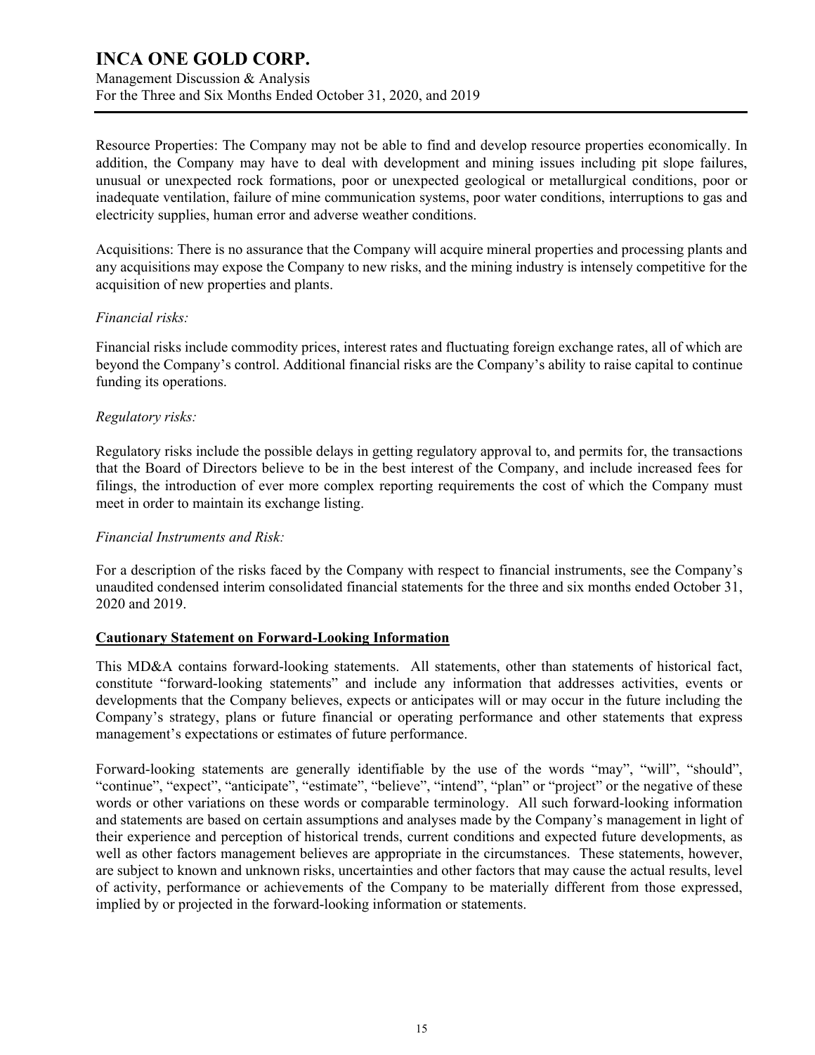Resource Properties: The Company may not be able to find and develop resource properties economically. In addition, the Company may have to deal with development and mining issues including pit slope failures, unusual or unexpected rock formations, poor or unexpected geological or metallurgical conditions, poor or inadequate ventilation, failure of mine communication systems, poor water conditions, interruptions to gas and electricity supplies, human error and adverse weather conditions.

Acquisitions: There is no assurance that the Company will acquire mineral properties and processing plants and any acquisitions may expose the Company to new risks, and the mining industry is intensely competitive for the acquisition of new properties and plants.

*Financial risks:*

Financial risks include commodity prices, interest rates and fluctuating foreign exchange rates, all of which are beyond the Company's control. Additional financial risks are the Company's ability to raise capital to continue funding its operations.

*Regulatory risks:*

Regulatory risks include the possible delays in getting regulatory approval to, and permits for, the transactions that the Board of Directors believe to be in the best interest of the Company, and include increased fees for filings, the introduction of ever more complex reporting requirements the cost of which the Company must meet in order to maintain its exchange listing.

*Financial Instruments and Risk:*

For a description of the risks faced by the Company with respect to financial instruments, see the Company's unaudited condensed interim consolidated financial statements for the three and six months ended October 31, 2020 and 2019.

## Cautionary Statement on Forward-Looking Information

This MD&A contains forward-looking statements. All statements, other than statements of historical fact, constitute "forward-looking statements" and include any information that addresses activities, events or developments that the Company believes, expects or anticipates will or may occur in the future including the Company's strategy, plans or future financial or operating performance and other statements that express management's expectations or estimates of future performance.

Forward-looking statements are generally identifiable by the use of the words "may", "will", "should", "continue", "expect", "anticipate", "estimate", "believe", "intend", "plan" or "project" or the negative of these words or other variations on these words or comparable terminology. All such forward-looking information and statements are based on certain assumptions and analyses made by the Company's management in light of their experience and perception of historical trends, current conditions and expected future developments, as well as other factors management believes are appropriate in the circumstances. These statements, however, are subject to known and unknown risks, uncertainties and other factors that may cause the actual results, level of activity, performance or achievements of the Company to be materially different from those expressed, implied by or projected in the forward-looking information or statements.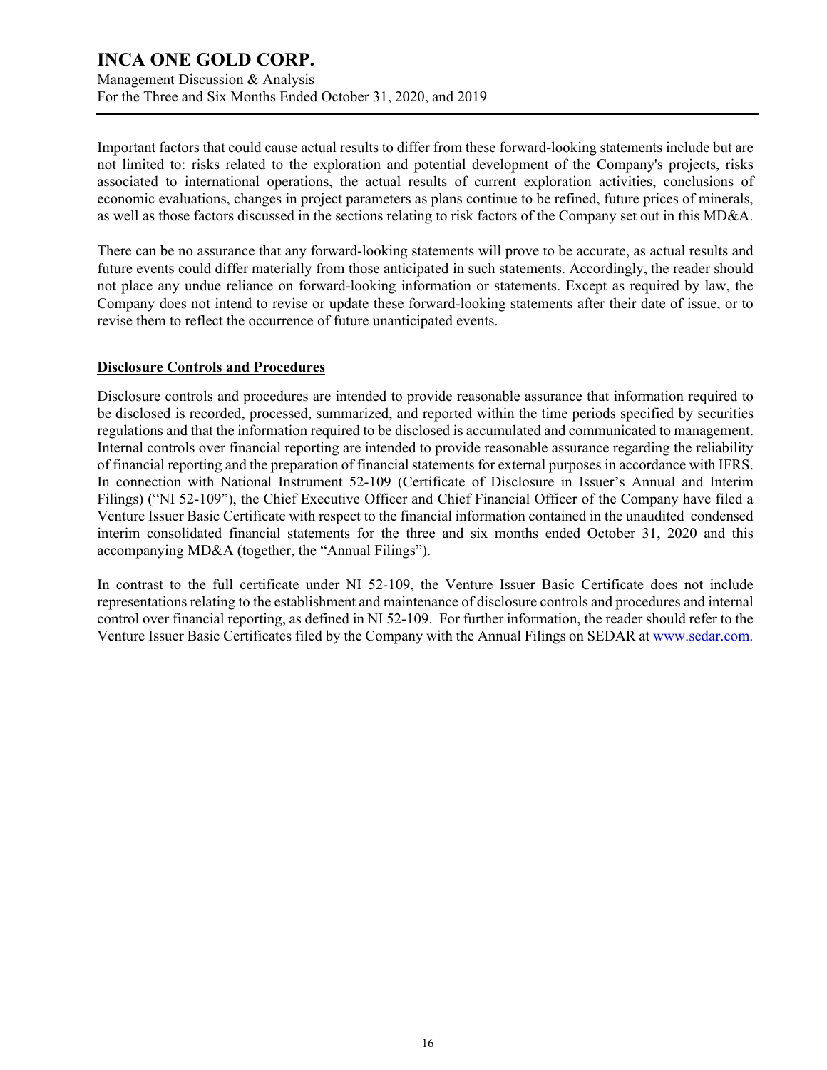Important factors that could cause actual results to differ from these forward-looking statements include but are not limited to: risks related to the exploration and potential development of the Company's projects, risks associated to international operations, the actual results of current exploration activities, conclusions of economic evaluations, changes in project parameters as plans continue to be refined, future prices of minerals, as well as those factors discussed in the sections relating to risk factors of the Company set out in this MD&A.

There can be no assurance that any forward-looking statements will prove to be accurate, as actual results and future events could differ materially from those anticipated in such statements. Accordingly, the reader should not place any undue reliance on forward-looking information or statements. Except as required by law, the Company does not intend to revise or update these forward-looking statements after their date of issue, or to revise them to reflect the occurrence of future unanticipated events.

## Disclosure Controls and Procedures

Disclosure controls and procedures are intended to provide reasonable assurance that information required to be disclosed is recorded, processed, summarized, and reported within the time periods specified by securities regulations and that the information required to be disclosed is accumulated and communicated to management. Internal controls over financial reporting are intended to provide reasonable assurance regarding the reliability of financial reporting and the preparation of financial statements for external purposes in accordance with IFRS. In connection with National Instrument 52-109 (Certificate of Disclosure in Issuer's Annual and Interim Filings) ("NI 52-109"), the Chief Executive Officer and Chief Financial Officer of the Company have filed a Venture Issuer Basic Certificate with respect to the financial information contained in the unaudited condensed interim consolidated financial statements for the three and six months ended October 31, 2020 and this accompanying MD&A (together, the "Annual Filings").

In contrast to the full certificate under NI 52-109, the Venture Issuer Basic Certificate does not include representations relating to the establishment and maintenance of disclosure controls and procedures and internal control over financial reporting, as defined in NI 52-109. For further information, the reader should refer to the Venture Issuer Basic Certificates filed by the Company with the Annual Filings on SEDAR at www.sedar.com.